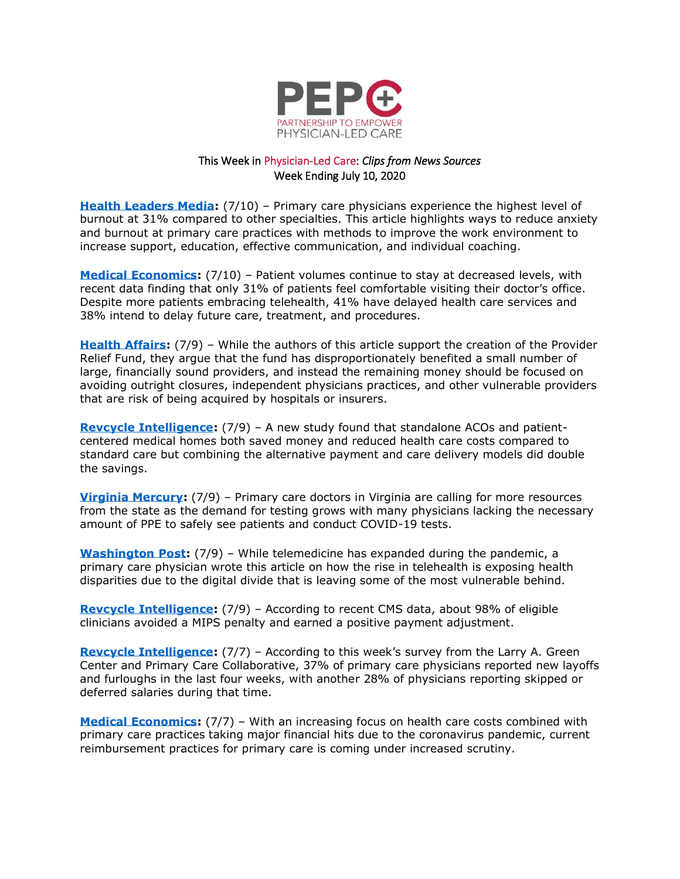PEPC

PARTNERSHIP TO EMPOWER PHYSICIAN-LED CARE

This Week in Physician-Led Care: *Clips from News Sources*
Week Ending July 10, 2020

**Health Leaders Media:** (7/10) – Primary care physicians experience the highest level of burnout at 31% compared to other specialties. This article highlights ways to reduce anxiety and burnout at primary care practices with methods to improve the work environment to increase support, education, effective communication, and individual coaching.

**Medical Economics:** (7/10) – Patient volumes continue to stay at decreased levels, with recent data finding that only 31% of patients feel comfortable visiting their doctor's office. Despite more patients embracing telehealth, 41% have delayed health care services and 38% intend to delay future care, treatment, and procedures.

**Health Affairs:** (7/9) – While the authors of this article support the creation of the Provider Relief Fund, they argue that the fund has disproportionately benefited a small number of large, financially sound providers, and instead the remaining money should be focused on avoiding outright closures, independent physicians practices, and other vulnerable providers that are risk of being acquired by hospitals or insurers.

**Revcycle Intelligence:** (7/9) – A new study found that standalone ACOs and patient-centered medical homes both saved money and reduced health care costs compared to standard care but combining the alternative payment and care delivery models did double the savings.

**Virginia Mercury:** (7/9) – Primary care doctors in Virginia are calling for more resources from the state as the demand for testing grows with many physicians lacking the necessary amount of PPE to safely see patients and conduct COVID-19 tests.

**Washington Post:** (7/9) – While telemedicine has expanded during the pandemic, a primary care physician wrote this article on how the rise in telehealth is exposing health disparities due to the digital divide that is leaving some of the most vulnerable behind.

**Revcycle Intelligence:** (7/9) – According to recent CMS data, about 98% of eligible clinicians avoided a MIPS penalty and earned a positive payment adjustment.

**Revcycle Intelligence:** (7/7) – According to this week's survey from the Larry A. Green Center and Primary Care Collaborative, 37% of primary care physicians reported new layoffs and furloughs in the last four weeks, with another 28% of physicians reporting skipped or deferred salaries during that time.

**Medical Economics:** (7/7) – With an increasing focus on health care costs combined with primary care practices taking major financial hits due to the coronavirus pandemic, current reimbursement practices for primary care is coming under increased scrutiny.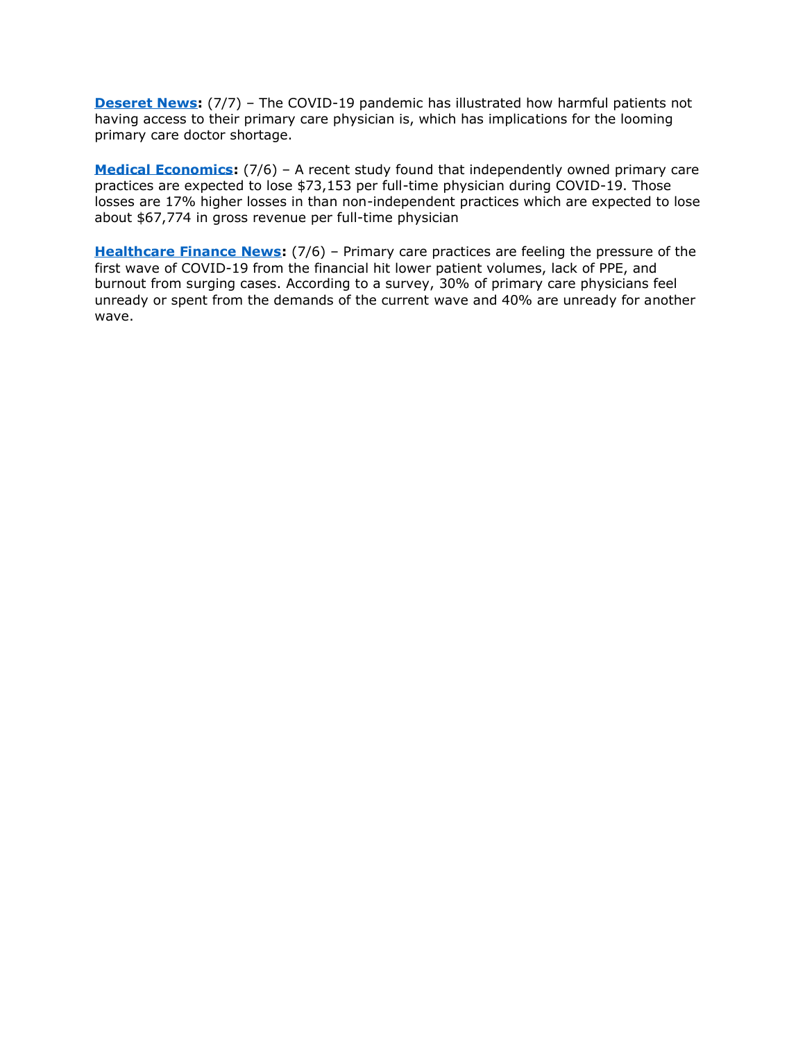**[Deseret News](#):** (7/7) – The COVID-19 pandemic has illustrated how harmful patients not having access to their primary care physician is, which has implications for the looming primary care doctor shortage.

**[Medical Economics](#):** (7/6) – A recent study found that independently owned primary care practices are expected to lose $73,153 per full-time physician during COVID-19. Those losses are 17% higher losses in than non-independent practices which are expected to lose about $67,774 in gross revenue per full-time physician

**[Healthcare Finance News](#):** (7/6) – Primary care practices are feeling the pressure of the first wave of COVID-19 from the financial hit lower patient volumes, lack of PPE, and burnout from surging cases. According to a survey, 30% of primary care physicians feel unready or spent from the demands of the current wave and 40% are unready for another wave.